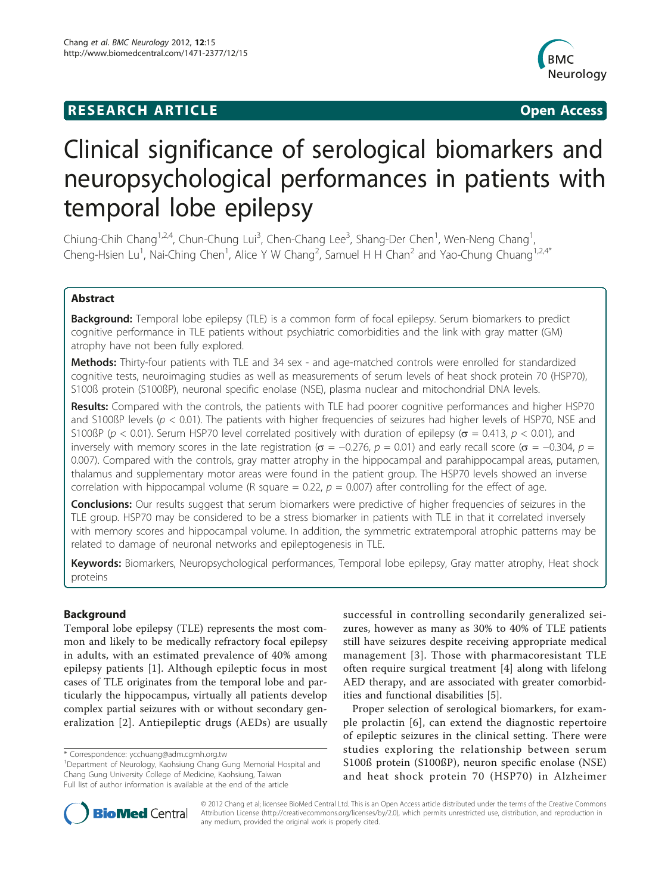RESEARCH ARTICLE Open Access

# Clinical significance of serological biomarkers and neuropsychological performances in patients with temporal lobe epilepsy

Chiung-Chih Chang[1,2,4], Chun-Chung Lui[3], Chen-Chang Lee[3], Shang-Der Chen[1], Wen-Neng Chang[1], Cheng-Hsien Lu[1], Nai-Ching Chen[1], Alice Y W Chang[2], Samuel H H Chan[2] and Yao-Chung Chuang[1,2,4*]

## Abstract

**Background:** Temporal lobe epilepsy (TLE) is a common form of focal epilepsy. Serum biomarkers to predict cognitive performance in TLE patients without psychiatric comorbidities and the link with gray matter (GM) atrophy have not been fully explored.

**Methods:** Thirty-four patients with TLE and 34 sex - and age-matched controls were enrolled for standardized cognitive tests, neuroimaging studies as well as measurements of serum levels of heat shock protein 70 (HSP70), S100ß protein (S100ßP), neuronal specific enolase (NSE), plasma nuclear and mitochondrial DNA levels.

**Results:** Compared with the controls, the patients with TLE had poorer cognitive performances and higher HSP70 and S100ßP levels ($p < 0.01$). The patients with higher frequencies of seizures had higher levels of HSP70, NSE and S100ßP ($p < 0.01$). Serum HSP70 level correlated positively with duration of epilepsy ($\sigma = 0.413$, $p < 0.01$), and inversely with memory scores in the late registration ($\sigma = -0.276$, $p = 0.01$) and early recall score ($\sigma = -0.304$, $p = 0.007$). Compared with the controls, gray matter atrophy in the hippocampal and parahippocampal areas, putamen, thalamus and supplementary motor areas were found in the patient group. The HSP70 levels showed an inverse correlation with hippocampal volume (R square = 0.22, $p = 0.007$) after controlling for the effect of age.

**Conclusions:** Our results suggest that serum biomarkers were predictive of higher frequencies of seizures in the TLE group. HSP70 may be considered to be a stress biomarker in patients with TLE in that it correlated inversely with memory scores and hippocampal volume. In addition, the symmetric extratemporal atrophic patterns may be related to damage of neuronal networks and epileptogenesis in TLE.

**Keywords:** Biomarkers, Neuropsychological performances, Temporal lobe epilepsy, Gray matter atrophy, Heat shock proteins

## Background

Temporal lobe epilepsy (TLE) represents the most common and likely to be medically refractory focal epilepsy in adults, with an estimated prevalence of 40% among epilepsy patients [1]. Although epileptic focus in most cases of TLE originates from the temporal lobe and particularly the hippocampus, virtually all patients develop complex partial seizures with or without secondary generalization [2]. Antiepileptic drugs (AEDs) are usually successful in controlling secondarily generalized seizures, however as many as 30% to 40% of TLE patients still have seizures despite receiving appropriate medical management [3]. Those with pharmacoresistant TLE often require surgical treatment [4] along with lifelong AED therapy, and are associated with greater comorbidities and functional disabilities [5].

Proper selection of serological biomarkers, for example prolactin [6], can extend the diagnostic repertoire of epileptic seizures in the clinical setting. There were studies exploring the relationship between serum S100ß protein (S100ßP), neuron specific enolase (NSE) and heat shock protein 70 (HSP70) in Alzheimer

\* Correspondence: ycchuang@adm.cgmh.org.tw
[1]Department of Neurology, Kaohsiung Chang Gung Memorial Hospital and Chang Gung University College of Medicine, Kaohsiung, Taiwan
Full list of author information is available at the end of the article

© 2012 Chang et al; licensee BioMed Central Ltd. This is an Open Access article distributed under the terms of the Creative Commons Attribution License (http://creativecommons.org/licenses/by/2.0), which permits unrestricted use, distribution, and reproduction in any medium, provided the original work is properly cited.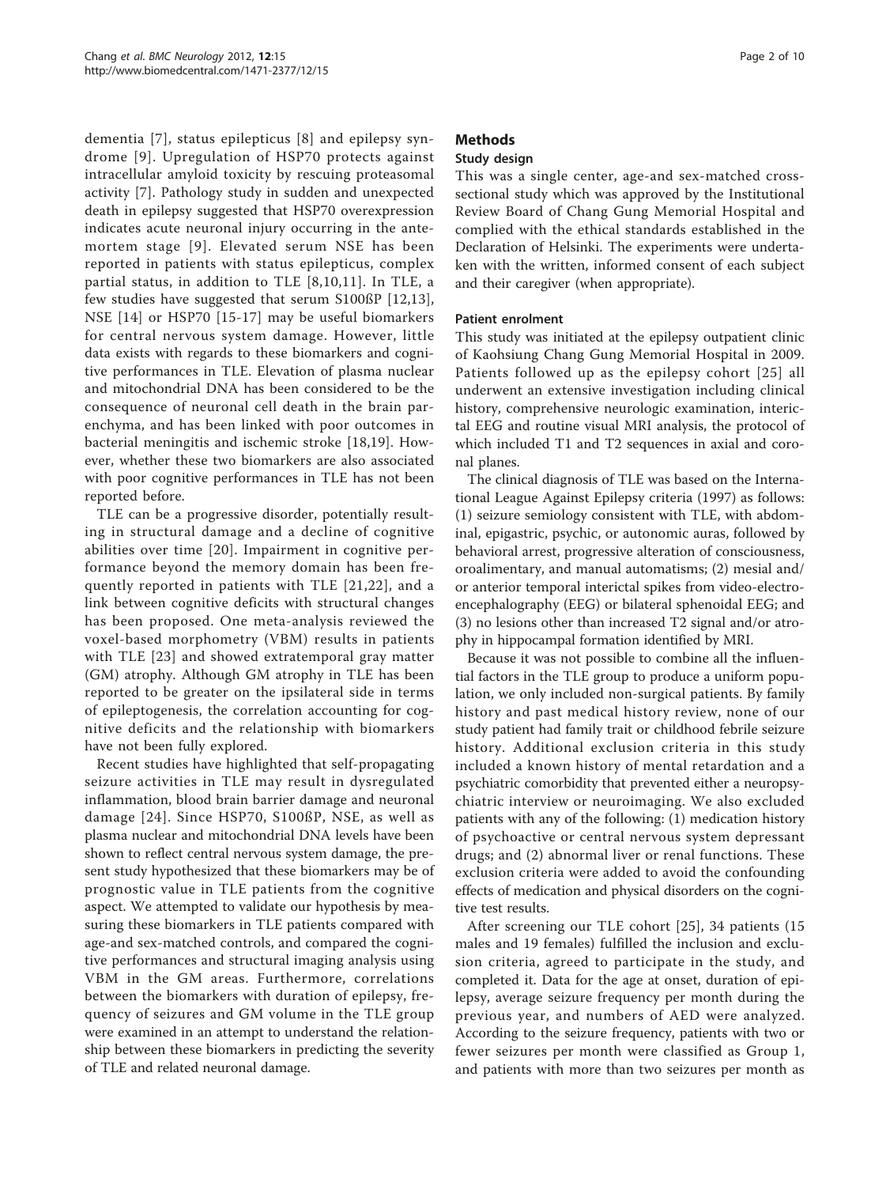dementia [7], status epilepticus [8] and epilepsy syndrome [9]. Upregulation of HSP70 protects against intracellular amyloid toxicity by rescuing proteasomal activity [7]. Pathology study in sudden and unexpected death in epilepsy suggested that HSP70 overexpression indicates acute neuronal injury occurring in the antemortem stage [9]. Elevated serum NSE has been reported in patients with status epilepticus, complex partial status, in addition to TLE [8,10,11]. In TLE, a few studies have suggested that serum S100ßP [12,13], NSE [14] or HSP70 [15-17] may be useful biomarkers for central nervous system damage. However, little data exists with regards to these biomarkers and cognitive performances in TLE. Elevation of plasma nuclear and mitochondrial DNA has been considered to be the consequence of neuronal cell death in the brain parenchyma, and has been linked with poor outcomes in bacterial meningitis and ischemic stroke [18,19]. However, whether these two biomarkers are also associated with poor cognitive performances in TLE has not been reported before.

TLE can be a progressive disorder, potentially resulting in structural damage and a decline of cognitive abilities over time [20]. Impairment in cognitive performance beyond the memory domain has been frequently reported in patients with TLE [21,22], and a link between cognitive deficits with structural changes has been proposed. One meta-analysis reviewed the voxel-based morphometry (VBM) results in patients with TLE [23] and showed extratemporal gray matter (GM) atrophy. Although GM atrophy in TLE has been reported to be greater on the ipsilateral side in terms of epileptogenesis, the correlation accounting for cognitive deficits and the relationship with biomarkers have not been fully explored.

Recent studies have highlighted that self-propagating seizure activities in TLE may result in dysregulated inflammation, blood brain barrier damage and neuronal damage [24]. Since HSP70, S100ßP, NSE, as well as plasma nuclear and mitochondrial DNA levels have been shown to reflect central nervous system damage, the present study hypothesized that these biomarkers may be of prognostic value in TLE patients from the cognitive aspect. We attempted to validate our hypothesis by measuring these biomarkers in TLE patients compared with age-and sex-matched controls, and compared the cognitive performances and structural imaging analysis using VBM in the GM areas. Furthermore, correlations between the biomarkers with duration of epilepsy, frequency of seizures and GM volume in the TLE group were examined in an attempt to understand the relationship between these biomarkers in predicting the severity of TLE and related neuronal damage.

## Methods

### Study design

This was a single center, age-and sex-matched cross-sectional study which was approved by the Institutional Review Board of Chang Gung Memorial Hospital and complied with the ethical standards established in the Declaration of Helsinki. The experiments were undertaken with the written, informed consent of each subject and their caregiver (when appropriate).

#### Patient enrolment

This study was initiated at the epilepsy outpatient clinic of Kaohsiung Chang Gung Memorial Hospital in 2009. Patients followed up as the epilepsy cohort [25] all underwent an extensive investigation including clinical history, comprehensive neurologic examination, interictal EEG and routine visual MRI analysis, the protocol of which included T1 and T2 sequences in axial and coronal planes.

The clinical diagnosis of TLE was based on the International League Against Epilepsy criteria (1997) as follows: (1) seizure semiology consistent with TLE, with abdominal, epigastric, psychic, or autonomic auras, followed by behavioral arrest, progressive alteration of consciousness, oroalimentary, and manual automatisms; (2) mesial and/or anterior temporal interictal spikes from video-electroencephalography (EEG) or bilateral sphenoidal EEG; and (3) no lesions other than increased T2 signal and/or atrophy in hippocampal formation identified by MRI.

Because it was not possible to combine all the influential factors in the TLE group to produce a uniform population, we only included non-surgical patients. By family history and past medical history review, none of our study patient had family trait or childhood febrile seizure history. Additional exclusion criteria in this study included a known history of mental retardation and a psychiatric comorbidity that prevented either a neuropsychiatric interview or neuroimaging. We also excluded patients with any of the following: (1) medication history of psychoactive or central nervous system depressant drugs; and (2) abnormal liver or renal functions. These exclusion criteria were added to avoid the confounding effects of medication and physical disorders on the cognitive test results.

After screening our TLE cohort [25], 34 patients (15 males and 19 females) fulfilled the inclusion and exclusion criteria, agreed to participate in the study, and completed it. Data for the age at onset, duration of epilepsy, average seizure frequency per month during the previous year, and numbers of AED were analyzed. According to the seizure frequency, patients with two or fewer seizures per month were classified as Group 1, and patients with more than two seizures per month as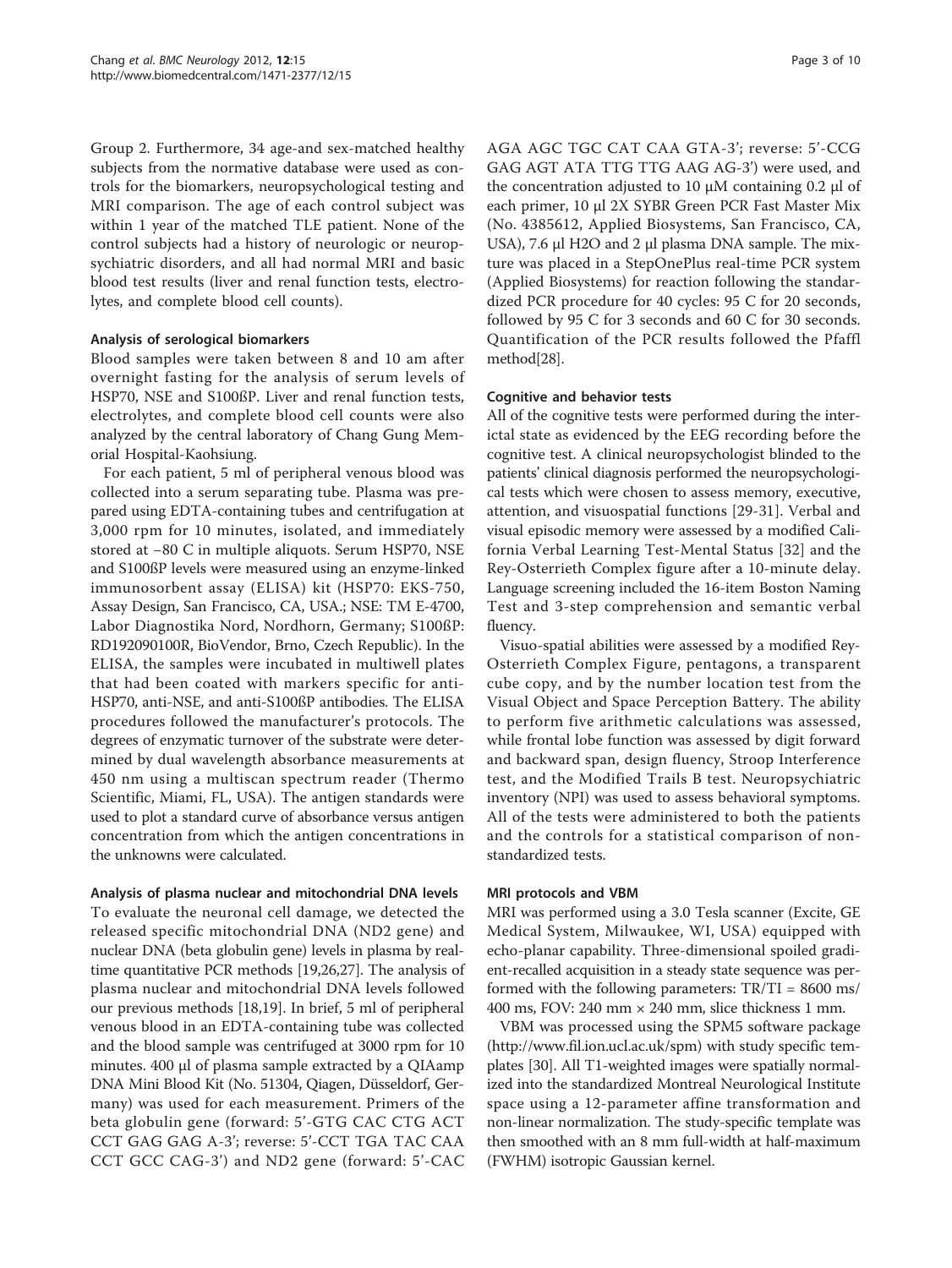Group 2. Furthermore, 34 age-and sex-matched healthy subjects from the normative database were used as controls for the biomarkers, neuropsychological testing and MRI comparison. The age of each control subject was within 1 year of the matched TLE patient. None of the control subjects had a history of neurologic or neuropsychiatric disorders, and all had normal MRI and basic blood test results (liver and renal function tests, electrolytes, and complete blood cell counts).

### Analysis of serological biomarkers

Blood samples were taken between 8 and 10 am after overnight fasting for the analysis of serum levels of HSP70, NSE and S100ßP. Liver and renal function tests, electrolytes, and complete blood cell counts were also analyzed by the central laboratory of Chang Gung Memorial Hospital-Kaohsiung.

For each patient, 5 ml of peripheral venous blood was collected into a serum separating tube. Plasma was prepared using EDTA-containing tubes and centrifugation at 3,000 rpm for 10 minutes, isolated, and immediately stored at −80 C in multiple aliquots. Serum HSP70, NSE and S100ßP levels were measured using an enzyme-linked immunosorbent assay (ELISA) kit (HSP70: EKS-750, Assay Design, San Francisco, CA, USA.; NSE: TM E-4700, Labor Diagnostika Nord, Nordhorn, Germany; S100ßP: RD192090100R, BioVendor, Brno, Czech Republic). In the ELISA, the samples were incubated in multiwell plates that had been coated with markers specific for anti-HSP70, anti-NSE, and anti-S100ßP antibodies. The ELISA procedures followed the manufacturer's protocols. The degrees of enzymatic turnover of the substrate were determined by dual wavelength absorbance measurements at 450 nm using a multiscan spectrum reader (Thermo Scientific, Miami, FL, USA). The antigen standards were used to plot a standard curve of absorbance versus antigen concentration from which the antigen concentrations in the unknowns were calculated.

### Analysis of plasma nuclear and mitochondrial DNA levels

To evaluate the neuronal cell damage, we detected the released specific mitochondrial DNA (ND2 gene) and nuclear DNA (beta globulin gene) levels in plasma by real-time quantitative PCR methods [19,26,27]. The analysis of plasma nuclear and mitochondrial DNA levels followed our previous methods [18,19]. In brief, 5 ml of peripheral venous blood in an EDTA-containing tube was collected and the blood sample was centrifuged at 3000 rpm for 10 minutes. 400 μl of plasma sample extracted by a QIAamp DNA Mini Blood Kit (No. 51304, Qiagen, Düsseldorf, Germany) was used for each measurement. Primers of the beta globulin gene (forward: 5'-GTG CAC CTG ACT CCT GAG GAG A-3'; reverse: 5'-CCT TGA TAC CAA CCT GCC CAG-3') and ND2 gene (forward: 5'-CAC AGA AGC TGC CAT CAA GTA-3'; reverse: 5'-CCG GAG AGT ATA TTG TTG AAG AG-3') were used, and the concentration adjusted to 10 μM containing 0.2 μl of each primer, 10 μl 2X SYBR Green PCR Fast Master Mix (No. 4385612, Applied Biosystems, San Francisco, CA, USA), 7.6 μl $H_2O$ and 2 μl plasma DNA sample. The mixture was placed in a StepOnePlus real-time PCR system (Applied Biosystems) for reaction following the standardized PCR procedure for 40 cycles: 95 C for 20 seconds, followed by 95 C for 3 seconds and 60 C for 30 seconds. Quantification of the PCR results followed the Pfaffl method[28].

### Cognitive and behavior tests

All of the cognitive tests were performed during the interictal state as evidenced by the EEG recording before the cognitive test. A clinical neuropsychologist blinded to the patients' clinical diagnosis performed the neuropsychological tests which were chosen to assess memory, executive, attention, and visuospatial functions [29-31]. Verbal and visual episodic memory were assessed by a modified California Verbal Learning Test-Mental Status [32] and the Rey-Osterrieth Complex figure after a 10-minute delay. Language screening included the 16-item Boston Naming Test and 3-step comprehension and semantic verbal fluency.

Visuo-spatial abilities were assessed by a modified Rey-Osterrieth Complex Figure, pentagons, a transparent cube copy, and by the number location test from the Visual Object and Space Perception Battery. The ability to perform five arithmetic calculations was assessed, while frontal lobe function was assessed by digit forward and backward span, design fluency, Stroop Interference test, and the Modified Trails B test. Neuropsychiatric inventory (NPI) was used to assess behavioral symptoms. All of the tests were administered to both the patients and the controls for a statistical comparison of non-standardized tests.

### MRI protocols and VBM

MRI was performed using a 3.0 Tesla scanner (Excite, GE Medical System, Milwaukee, WI, USA) equipped with echo-planar capability. Three-dimensional spoiled gradient-recalled acquisition in a steady state sequence was performed with the following parameters: TR/TI = 8600 ms/ 400 ms, FOV: 240 mm × 240 mm, slice thickness 1 mm.

VBM was processed using the SPM5 software package (http://www.fil.ion.ucl.ac.uk/spm) with study specific templates [30]. All T1-weighted images were spatially normalized into the standardized Montreal Neurological Institute space using a 12-parameter affine transformation and non-linear normalization. The study-specific template was then smoothed with an 8 mm full-width at half-maximum (FWHM) isotropic Gaussian kernel.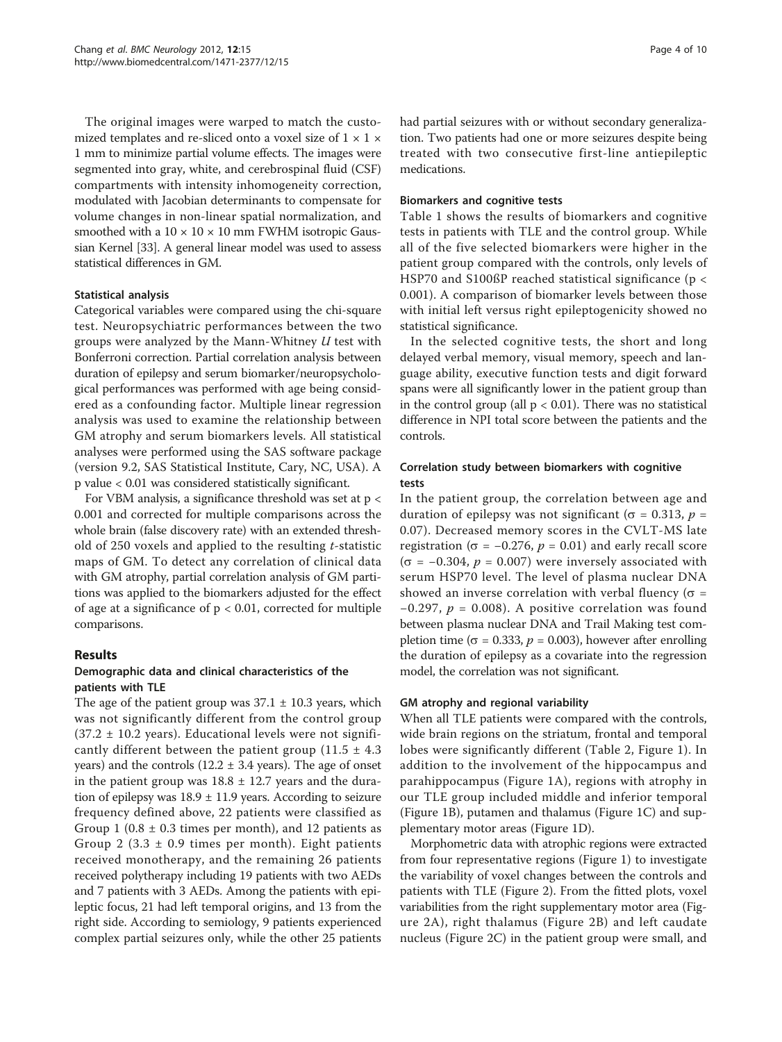The original images were warped to match the customized templates and re-sliced onto a voxel size of $1 \times 1 \times 1$ mm to minimize partial volume effects. The images were segmented into gray, white, and cerebrospinal fluid (CSF) compartments with intensity inhomogeneity correction, modulated with Jacobian determinants to compensate for volume changes in non-linear spatial normalization, and smoothed with a $10 \times 10 \times 10$ mm FWHM isotropic Gaussian Kernel [33]. A general linear model was used to assess statistical differences in GM.

#### Statistical analysis

Categorical variables were compared using the chi-square test. Neuropsychiatric performances between the two groups were analyzed by the Mann-Whitney *U* test with Bonferroni correction. Partial correlation analysis between duration of epilepsy and serum biomarker/neuropsychological performances was performed with age being considered as a confounding factor. Multiple linear regression analysis was used to examine the relationship between GM atrophy and serum biomarkers levels. All statistical analyses were performed using the SAS software package (version 9.2, SAS Statistical Institute, Cary, NC, USA). A p value $< 0.01$ was considered statistically significant.

For VBM analysis, a significance threshold was set at $p < 0.001$ and corrected for multiple comparisons across the whole brain (false discovery rate) with an extended threshold of 250 voxels and applied to the resulting *t*-statistic maps of GM. To detect any correlation of clinical data with GM atrophy, partial correlation analysis of GM partitions was applied to the biomarkers adjusted for the effect of age at a significance of $p < 0.01$, corrected for multiple comparisons.

## Results

### Demographic data and clinical characteristics of the patients with TLE

The age of the patient group was $37.1 \pm 10.3$ years, which was not significantly different from the control group ($37.2 \pm 10.2$ years). Educational levels were not significantly different between the patient group ($11.5 \pm 4.3$ years) and the controls ($12.2 \pm 3.4$ years). The age of onset in the patient group was $18.8 \pm 12.7$ years and the duration of epilepsy was $18.9 \pm 11.9$ years. According to seizure frequency defined above, 22 patients were classified as Group 1 ($0.8 \pm 0.3$ times per month), and 12 patients as Group 2 ($3.3 \pm 0.9$ times per month). Eight patients received monotherapy, and the remaining 26 patients received polytherapy including 19 patients with two AEDs and 7 patients with 3 AEDs. Among the patients with epileptic focus, 21 had left temporal origins, and 13 from the right side. According to semiology, 9 patients experienced complex partial seizures only, while the other 25 patients had partial seizures with or without secondary generalization. Two patients had one or more seizures despite being treated with two consecutive first-line antiepileptic medications.

#### Biomarkers and cognitive tests

Table 1 shows the results of biomarkers and cognitive tests in patients with TLE and the control group. While all of the five selected biomarkers were higher in the patient group compared with the controls, only levels of HSP70 and S100ßP reached statistical significance ($p < 0.001$). A comparison of biomarker levels between those with initial left versus right epileptogenicity showed no statistical significance.

In the selected cognitive tests, the short and long delayed verbal memory, visual memory, speech and language ability, executive function tests and digit forward spans were all significantly lower in the patient group than in the control group (all $p < 0.01$). There was no statistical difference in NPI total score between the patients and the controls.

#### Correlation study between biomarkers with cognitive tests

In the patient group, the correlation between age and duration of epilepsy was not significant ($\sigma = 0.313$, $p = 0.07$). Decreased memory scores in the CVLT-MS late registration ($\sigma = -0.276$, $p = 0.01$) and early recall score ($\sigma = -0.304$, $p = 0.007$) were inversely associated with serum HSP70 level. The level of plasma nuclear DNA showed an inverse correlation with verbal fluency ($\sigma = -0.297$, $p = 0.008$). A positive correlation was found between plasma nuclear DNA and Trail Making test completion time ($\sigma = 0.333$, $p = 0.003$), however after enrolling the duration of epilepsy as a covariate into the regression model, the correlation was not significant.

#### GM atrophy and regional variability

When all TLE patients were compared with the controls, wide brain regions on the striatum, frontal and temporal lobes were significantly different (Table 2, Figure 1). In addition to the involvement of the hippocampus and parahippocampus (Figure 1A), regions with atrophy in our TLE group included middle and inferior temporal (Figure 1B), putamen and thalamus (Figure 1C) and supplementary motor areas (Figure 1D).

Morphometric data with atrophic regions were extracted from four representative regions (Figure 1) to investigate the variability of voxel changes between the controls and patients with TLE (Figure 2). From the fitted plots, voxel variabilities from the right supplementary motor area (Figure 2A), right thalamus (Figure 2B) and left caudate nucleus (Figure 2C) in the patient group were small, and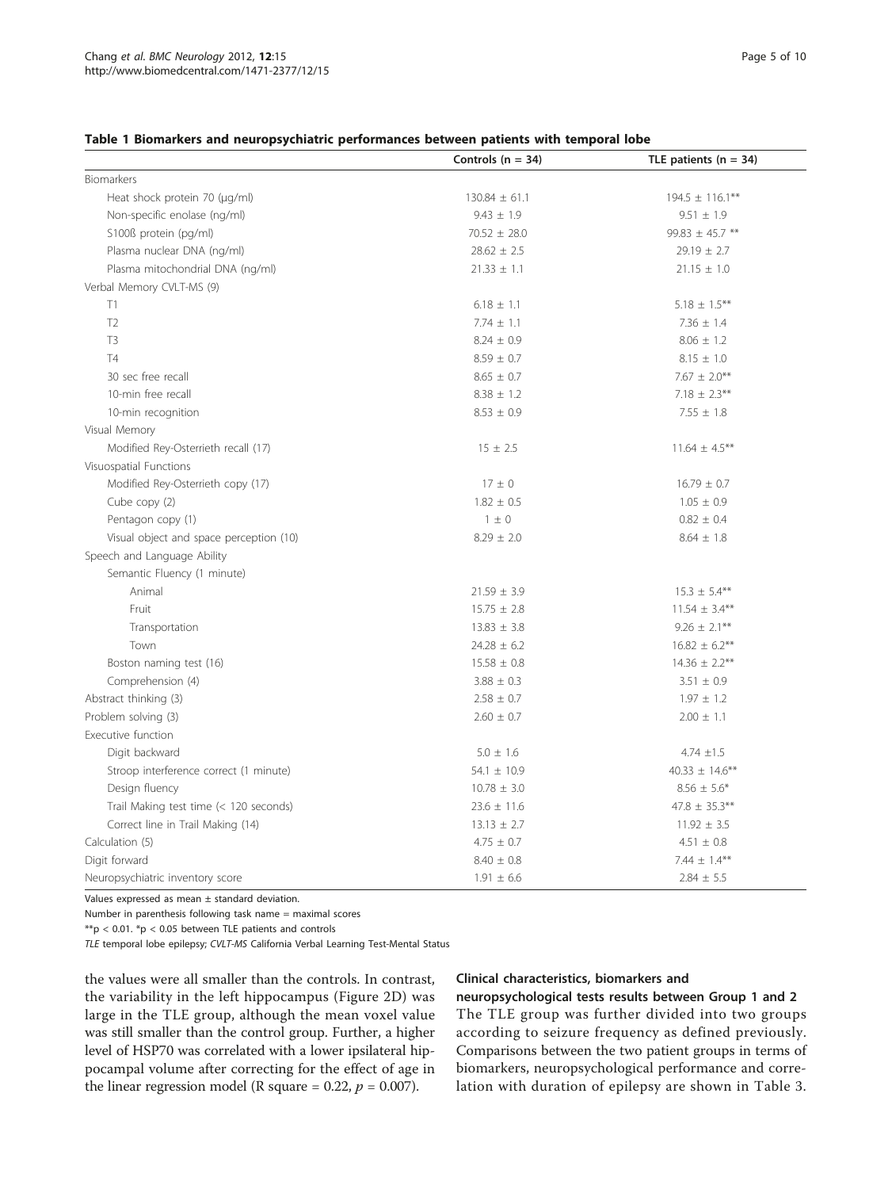**Table 1 Biomarkers and neuropsychiatric performances between patients with temporal lobe**

| | Controls (n = 34) | TLE patients (n = 34) |
|---|---|---|
| Biomarkers | | |
| Heat shock protein 70 (μg/ml) | 130.84 ± 61.1 | 194.5 ± 116.1** |
| Non-specific enolase (ng/ml) | 9.43 ± 1.9 | 9.51 ± 1.9 |
| S100ß protein (pg/ml) | 70.52 ± 28.0 | 99.83 ± 45.7 ** |
| Plasma nuclear DNA (ng/ml) | 28.62 ± 2.5 | 29.19 ± 2.7 |
| Plasma mitochondrial DNA (ng/ml) | 21.33 ± 1.1 | 21.15 ± 1.0 |
| Verbal Memory CVLT-MS (9) | | |
| T1 | 6.18 ± 1.1 | 5.18 ± 1.5** |
| T2 | 7.74 ± 1.1 | 7.36 ± 1.4 |
| T3 | 8.24 ± 0.9 | 8.06 ± 1.2 |
| T4 | 8.59 ± 0.7 | 8.15 ± 1.0 |
| 30 sec free recall | 8.65 ± 0.7 | 7.67 ± 2.0** |
| 10-min free recall | 8.38 ± 1.2 | 7.18 ± 2.3** |
| 10-min recognition | 8.53 ± 0.9 | 7.55 ± 1.8 |
| Visual Memory | | |
| Modified Rey-Osterrieth recall (17) | 15 ± 2.5 | 11.64 ± 4.5** |
| Visuospatial Functions | | |
| Modified Rey-Osterrieth copy (17) | 17 ± 0 | 16.79 ± 0.7 |
| Cube copy (2) | 1.82 ± 0.5 | 1.05 ± 0.9 |
| Pentagon copy (1) | 1 ± 0 | 0.82 ± 0.4 |
| Visual object and space perception (10) | 8.29 ± 2.0 | 8.64 ± 1.8 |
| Speech and Language Ability | | |
| Semantic Fluency (1 minute) | | |
| Animal | 21.59 ± 3.9 | 15.3 ± 5.4** |
| Fruit | 15.75 ± 2.8 | 11.54 ± 3.4** |
| Transportation | 13.83 ± 3.8 | 9.26 ± 2.1** |
| Town | 24.28 ± 6.2 | 16.82 ± 6.2** |
| Boston naming test (16) | 15.58 ± 0.8 | 14.36 ± 2.2** |
| Comprehension (4) | 3.88 ± 0.3 | 3.51 ± 0.9 |
| Abstract thinking (3) | 2.58 ± 0.7 | 1.97 ± 1.2 |
| Problem solving (3) | 2.60 ± 0.7 | 2.00 ± 1.1 |
| Executive function | | |
| Digit backward | 5.0 ± 1.6 | 4.74 ±1.5 |
| Stroop interference correct (1 minute) | 54.1 ± 10.9 | 40.33 ± 14.6** |
| Design fluency | 10.78 ± 3.0 | 8.56 ± 5.6* |
| Trail Making test time (< 120 seconds) | 23.6 ± 11.6 | 47.8 ± 35.3** |
| Correct line in Trail Making (14) | 13.13 ± 2.7 | 11.92 ± 3.5 |
| Calculation (5) | 4.75 ± 0.7 | 4.51 ± 0.8 |
| Digit forward | 8.40 ± 0.8 | 7.44 ± 1.4** |
| Neuropsychiatric inventory score | 1.91 ± 6.6 | 2.84 ± 5.5 |

Values expressed as mean ± standard deviation.

Number in parenthesis following task name = maximal scores

**$p < 0.01$. *$p < 0.05$ between TLE patients and controls

*TLE* temporal lobe epilepsy; *CVLT-MS* California Verbal Learning Test-Mental Status

the values were all smaller than the controls. In contrast, the variability in the left hippocampus (Figure 2D) was large in the TLE group, although the mean voxel value was still smaller than the control group. Further, a higher level of HSP70 was correlated with a lower ipsilateral hippocampal volume after correcting for the effect of age in the linear regression model (R square = 0.22, $p = 0.007$).

### Clinical characteristics, biomarkers and neuropsychological tests results between Group 1 and 2

The TLE group was further divided into two groups according to seizure frequency as defined previously. Comparisons between the two patient groups in terms of biomarkers, neuropsychological performance and correlation with duration of epilepsy are shown in Table 3.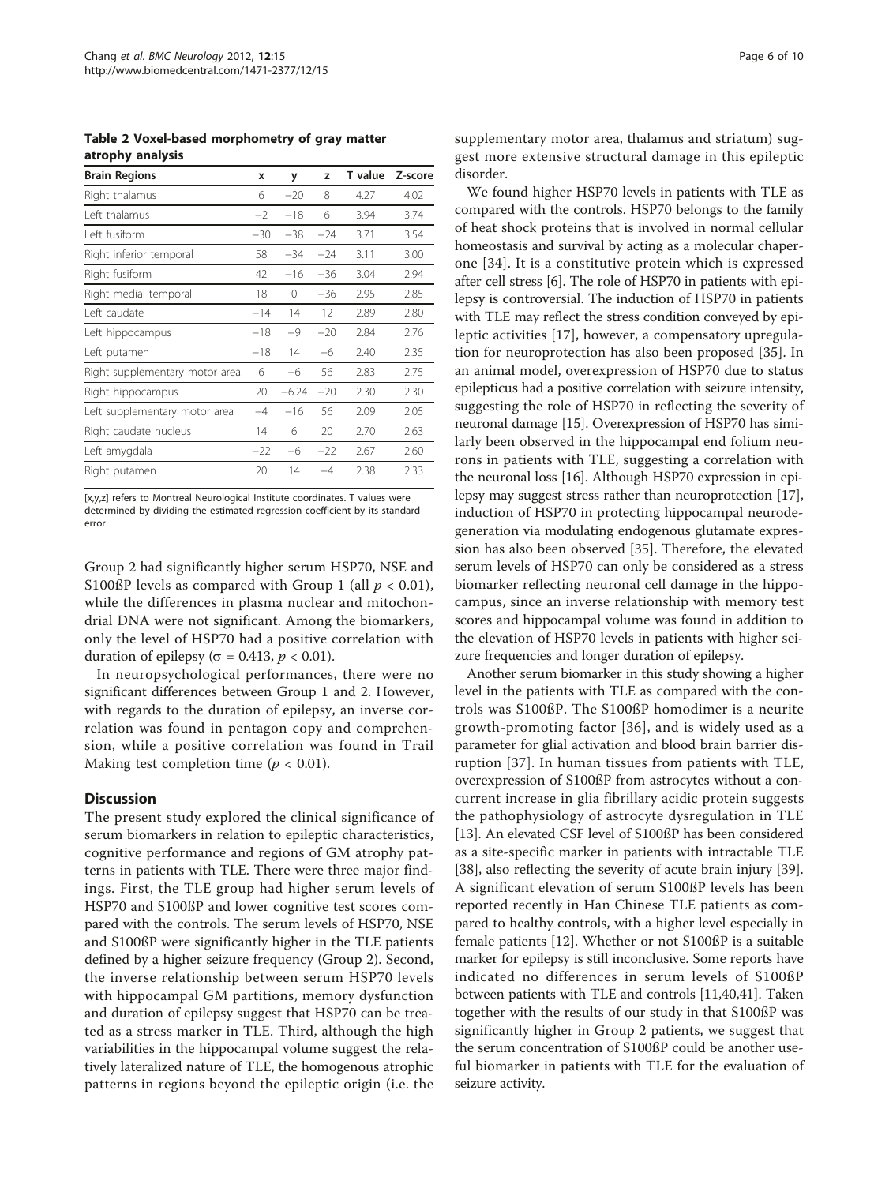**Table 2 Voxel-based morphometry of gray matter atrophy analysis**

| Brain Regions | x | y | z | T value | Z-score |
|---|---|---|---|---|---|
| Right thalamus | 6 | −20 | 8 | 4.27 | 4.02 |
| Left thalamus | −2 | −18 | 6 | 3.94 | 3.74 |
| Left fusiform | −30 | −38 | −24 | 3.71 | 3.54 |
| Right inferior temporal | 58 | −34 | −24 | 3.11 | 3.00 |
| Right fusiform | 42 | −16 | −36 | 3.04 | 2.94 |
| Right medial temporal | 18 | 0 | −36 | 2.95 | 2.85 |
| Left caudate | −14 | 14 | 12 | 2.89 | 2.80 |
| Left hippocampus | −18 | −9 | −20 | 2.84 | 2.76 |
| Left putamen | −18 | 14 | −6 | 2.40 | 2.35 |
| Right supplementary motor area | 6 | −6 | 56 | 2.83 | 2.75 |
| Right hippocampus | 20 | −6.24 | −20 | 2.30 | 2.30 |
| Left supplementary motor area | −4 | −16 | 56 | 2.09 | 2.05 |
| Right caudate nucleus | 14 | 6 | 20 | 2.70 | 2.63 |
| Left amygdala | −22 | −6 | −22 | 2.67 | 2.60 |
| Right putamen | 20 | 14 | −4 | 2.38 | 2.33 |

[x,y,z] refers to Montreal Neurological Institute coordinates. T values were determined by dividing the estimated regression coefficient by its standard error

Group 2 had significantly higher serum HSP70, NSE and S100ßP levels as compared with Group 1 (all $p < 0.01$), while the differences in plasma nuclear and mitochondrial DNA were not significant. Among the biomarkers, only the level of HSP70 had a positive correlation with duration of epilepsy ($\sigma = 0.413$, $p < 0.01$).

In neuropsychological performances, there were no significant differences between Group 1 and 2. However, with regards to the duration of epilepsy, an inverse correlation was found in pentagon copy and comprehension, while a positive correlation was found in Trail Making test completion time ($p < 0.01$).

## Discussion

The present study explored the clinical significance of serum biomarkers in relation to epileptic characteristics, cognitive performance and regions of GM atrophy patterns in patients with TLE. There were three major findings. First, the TLE group had higher serum levels of HSP70 and S100ßP and lower cognitive test scores compared with the controls. The serum levels of HSP70, NSE and S100ßP were significantly higher in the TLE patients defined by a higher seizure frequency (Group 2). Second, the inverse relationship between serum HSP70 levels with hippocampal GM partitions, memory dysfunction and duration of epilepsy suggest that HSP70 can be treated as a stress marker in TLE. Third, although the high variabilities in the hippocampal volume suggest the relatively lateralized nature of TLE, the homogenous atrophic patterns in regions beyond the epileptic origin (i.e. the supplementary motor area, thalamus and striatum) suggest more extensive structural damage in this epileptic disorder.

We found higher HSP70 levels in patients with TLE as compared with the controls. HSP70 belongs to the family of heat shock proteins that is involved in normal cellular homeostasis and survival by acting as a molecular chaperone [34]. It is a constitutive protein which is expressed after cell stress [6]. The role of HSP70 in patients with epilepsy is controversial. The induction of HSP70 in patients with TLE may reflect the stress condition conveyed by epileptic activities [17], however, a compensatory upregulation for neuroprotection has also been proposed [35]. In an animal model, overexpression of HSP70 due to status epilepticus had a positive correlation with seizure intensity, suggesting the role of HSP70 in reflecting the severity of neuronal damage [15]. Overexpression of HSP70 has similarly been observed in the hippocampal end folium neurons in patients with TLE, suggesting a correlation with the neuronal loss [16]. Although HSP70 expression in epilepsy may suggest stress rather than neuroprotection [17], induction of HSP70 in protecting hippocampal neurodegeneration via modulating endogenous glutamate expression has also been observed [35]. Therefore, the elevated serum levels of HSP70 can only be considered as a stress biomarker reflecting neuronal cell damage in the hippocampus, since an inverse relationship with memory test scores and hippocampal volume was found in addition to the elevation of HSP70 levels in patients with higher seizure frequencies and longer duration of epilepsy.

Another serum biomarker in this study showing a higher level in the patients with TLE as compared with the controls was S100ßP. The S100ßP homodimer is a neurite growth-promoting factor [36], and is widely used as a parameter for glial activation and blood brain barrier disruption [37]. In human tissues from patients with TLE, overexpression of S100ßP from astrocytes without a concurrent increase in glia fibrillary acidic protein suggests the pathophysiology of astrocyte dysregulation in TLE [13]. An elevated CSF level of S100ßP has been considered as a site-specific marker in patients with intractable TLE [38], also reflecting the severity of acute brain injury [39]. A significant elevation of serum S100ßP levels has been reported recently in Han Chinese TLE patients as compared to healthy controls, with a higher level especially in female patients [12]. Whether or not S100ßP is a suitable marker for epilepsy is still inconclusive. Some reports have indicated no differences in serum levels of S100ßP between patients with TLE and controls [11,40,41]. Taken together with the results of our study in that S100ßP was significantly higher in Group 2 patients, we suggest that the serum concentration of S100ßP could be another useful biomarker in patients with TLE for the evaluation of seizure activity.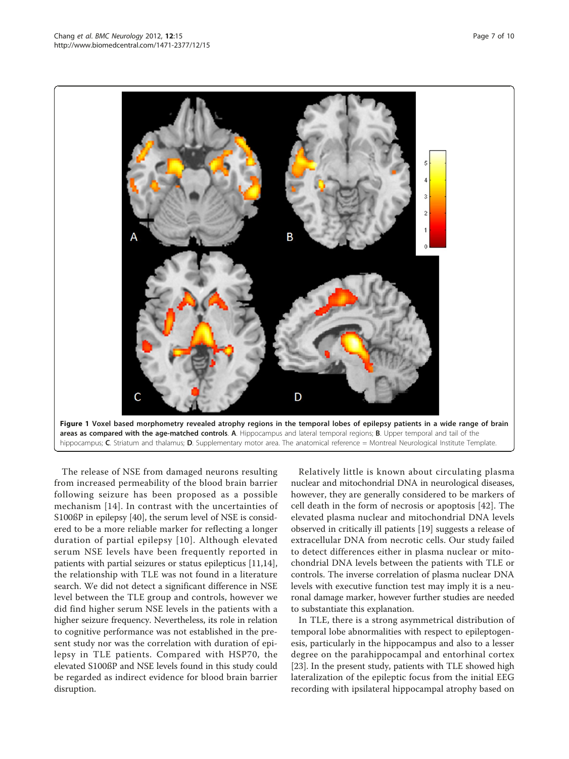A

B

C

D

5
4
3
2
1
0

**Figure 1 Voxel based morphometry revealed atrophy regions in the temporal lobes of epilepsy patients in a wide range of brain areas as compared with the age-matched controls**. **A**. Hippocampus and lateral temporal regions; **B**. Upper temporal and tail of the hippocampus; **C**. Striatum and thalamus; **D**. Supplementary motor area. The anatomical reference = Montreal Neurological Institute Template.

The release of NSE from damaged neurons resulting from increased permeability of the blood brain barrier following seizure has been proposed as a possible mechanism [14]. In contrast with the uncertainties of S100ßP in epilepsy [40], the serum level of NSE is considered to be a more reliable marker for reflecting a longer duration of partial epilepsy [10]. Although elevated serum NSE levels have been frequently reported in patients with partial seizures or status epilepticus [11,14], the relationship with TLE was not found in a literature search. We did not detect a significant difference in NSE level between the TLE group and controls, however we did find higher serum NSE levels in the patients with a higher seizure frequency. Nevertheless, its role in relation to cognitive performance was not established in the present study nor was the correlation with duration of epilepsy in TLE patients. Compared with HSP70, the elevated S100ßP and NSE levels found in this study could be regarded as indirect evidence for blood brain barrier disruption.

Relatively little is known about circulating plasma nuclear and mitochondrial DNA in neurological diseases, however, they are generally considered to be markers of cell death in the form of necrosis or apoptosis [42]. The elevated plasma nuclear and mitochondrial DNA levels observed in critically ill patients [19] suggests a release of extracellular DNA from necrotic cells. Our study failed to detect differences either in plasma nuclear or mitochondrial DNA levels between the patients with TLE or controls. The inverse correlation of plasma nuclear DNA levels with executive function test may imply it is a neuronal damage marker, however further studies are needed to substantiate this explanation.

In TLE, there is a strong asymmetrical distribution of temporal lobe abnormalities with respect to epileptogenesis, particularly in the hippocampus and also to a lesser degree on the parahippocampal and entorhinal cortex [23]. In the present study, patients with TLE showed high lateralization of the epileptic focus from the initial EEG recording with ipsilateral hippocampal atrophy based on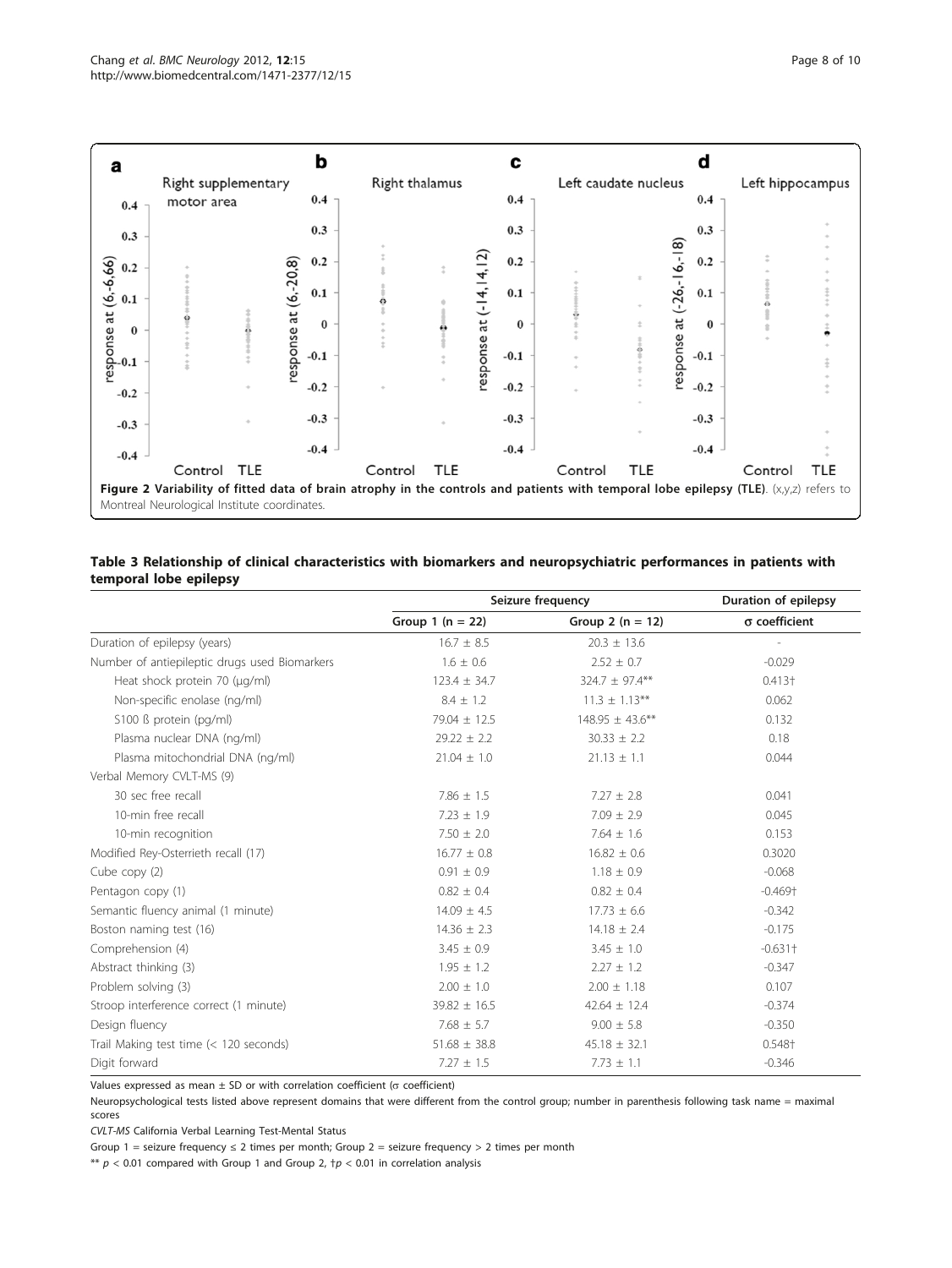a

Right supplementary motor area

response at (6,-6,66)

0.4
0.3
0.2
0.1
0
-0.1
-0.2
-0.3
-0.4

Control TLE

b

Right thalamus

response at (6,-20,8)

0.4
0.3
0.2
0.1
0
-0.1
-0.2
-0.3
-0.4

Control TLE

c

Left caudate nucleus

response at (-14,14,12)

0.4
0.3
0.2
0.1
0
-0.1
-0.2
-0.3
-0.4

Control TLE

d

Left hippocampus

response at (-26,-16,-18)

0.4
0.3
0.2
0.1
0
-0.1
-0.2
-0.3
-0.4

Control TLE

**Figure 2 Variability of fitted data of brain atrophy in the controls and patients with temporal lobe epilepsy (TLE)**. (x,y,z) refers to Montreal Neurological Institute coordinates.

**Table 3 Relationship of clinical characteristics with biomarkers and neuropsychiatric performances in patients with temporal lobe epilepsy**

| | Seizure frequency | | Duration of epilepsy |
|---|---|---|---|
| | Group 1 (n = 22) | Group 2 (n = 12) | σ coefficient |
| Duration of epilepsy (years) | 16.7 ± 8.5 | 20.3 ± 13.6 | - |
| Number of antiepileptic drugs used Biomarkers | 1.6 ± 0.6 | 2.52 ± 0.7 | -0.029 |
| Heat shock protein 70 (μg/ml) | 123.4 ± 34.7 | 324.7 ± 97.4** | 0.413† |
| Non-specific enolase (ng/ml) | 8.4 ± 1.2 | 11.3 ± 1.13** | 0.062 |
| S100 ß protein (pg/ml) | 79.04 ± 12.5 | 148.95 ± 43.6** | 0.132 |
| Plasma nuclear DNA (ng/ml) | 29.22 ± 2.2 | 30.33 ± 2.2 | 0.18 |
| Plasma mitochondrial DNA (ng/ml) | 21.04 ± 1.0 | 21.13 ± 1.1 | 0.044 |
| Verbal Memory CVLT-MS (9) | | | |
| 30 sec free recall | 7.86 ± 1.5 | 7.27 ± 2.8 | 0.041 |
| 10-min free recall | 7.23 ± 1.9 | 7.09 ± 2.9 | 0.045 |
| 10-min recognition | 7.50 ± 2.0 | 7.64 ± 1.6 | 0.153 |
| Modified Rey-Osterrieth recall (17) | 16.77 ± 0.8 | 16.82 ± 0.6 | 0.3020 |
| Cube copy (2) | 0.91 ± 0.9 | 1.18 ± 0.9 | -0.068 |
| Pentagon copy (1) | 0.82 ± 0.4 | 0.82 ± 0.4 | -0.469† |
| Semantic fluency animal (1 minute) | 14.09 ± 4.5 | 17.73 ± 6.6 | -0.342 |
| Boston naming test (16) | 14.36 ± 2.3 | 14.18 ± 2.4 | -0.175 |
| Comprehension (4) | 3.45 ± 0.9 | 3.45 ± 1.0 | -0.631† |
| Abstract thinking (3) | 1.95 ± 1.2 | 2.27 ± 1.2 | -0.347 |
| Problem solving (3) | 2.00 ± 1.0 | 2.00 ± 1.18 | 0.107 |
| Stroop interference correct (1 minute) | 39.82 ± 16.5 | 42.64 ± 12.4 | -0.374 |
| Design fluency | 7.68 ± 5.7 | 9.00 ± 5.8 | -0.350 |
| Trail Making test time (< 120 seconds) | 51.68 ± 38.8 | 45.18 ± 32.1 | 0.548† |
| Digit forward | 7.27 ± 1.5 | 7.73 ± 1.1 | -0.346 |

Values expressed as mean ± SD or with correlation coefficient (σ coefficient)

Neuropsychological tests listed above represent domains that were different from the control group; number in parenthesis following task name = maximal scores

*CVLT-MS* California Verbal Learning Test-Mental Status

Group 1 = seizure frequency ≤ 2 times per month; Group 2 = seizure frequency > 2 times per month

** $p < 0.01$ compared with Group 1 and Group 2, †$p < 0.01$ in correlation analysis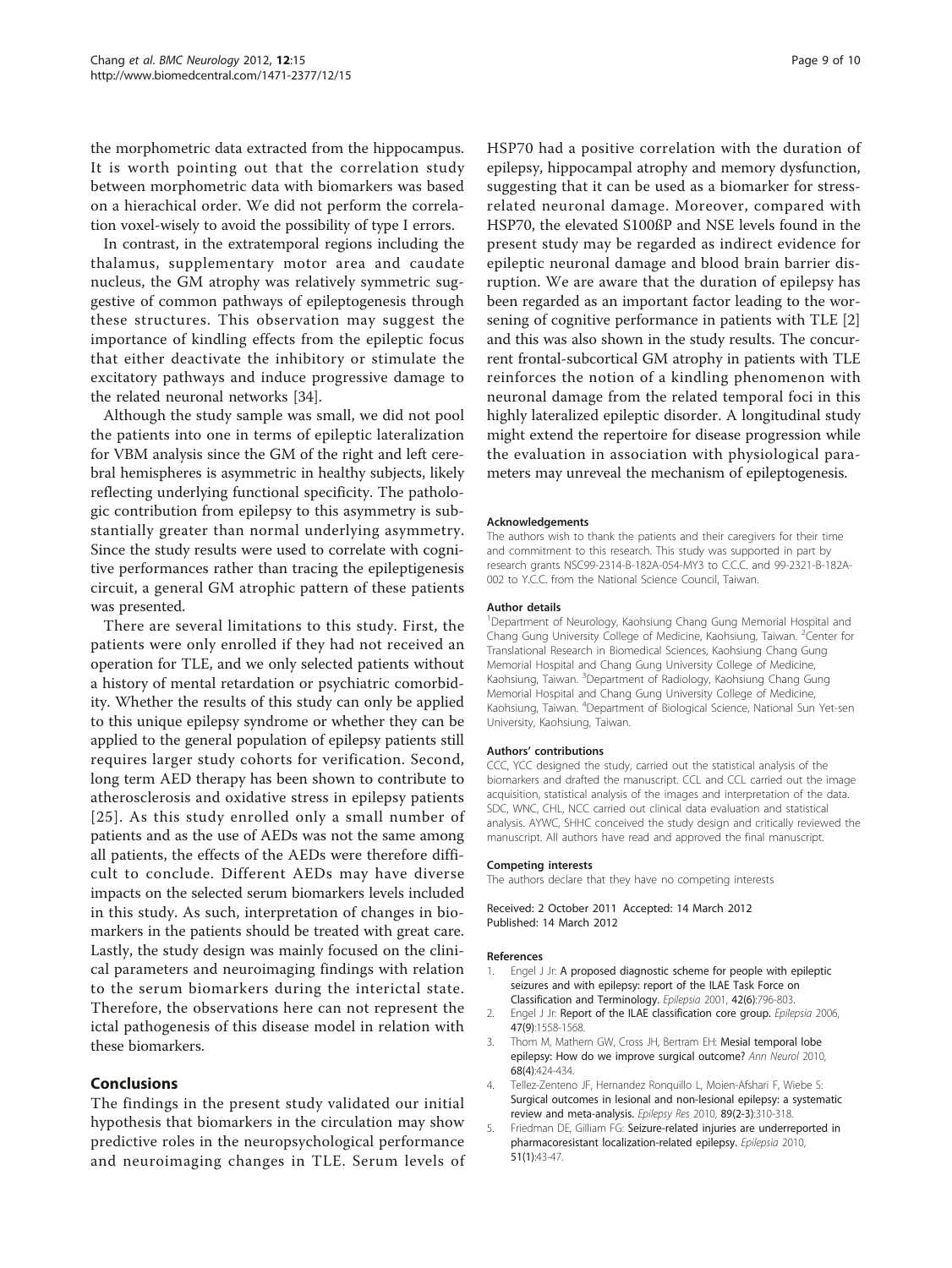the morphometric data extracted from the hippocampus. It is worth pointing out that the correlation study between morphometric data with biomarkers was based on a hierachical order. We did not perform the correlation voxel-wisely to avoid the possibility of type I errors.

In contrast, in the extratemporal regions including the thalamus, supplementary motor area and caudate nucleus, the GM atrophy was relatively symmetric suggestive of common pathways of epileptogenesis through these structures. This observation may suggest the importance of kindling effects from the epileptic focus that either deactivate the inhibitory or stimulate the excitatory pathways and induce progressive damage to the related neuronal networks [34].

Although the study sample was small, we did not pool the patients into one in terms of epileptic lateralization for VBM analysis since the GM of the right and left cerebral hemispheres is asymmetric in healthy subjects, likely reflecting underlying functional specificity. The pathologic contribution from epilepsy to this asymmetry is substantially greater than normal underlying asymmetry. Since the study results were used to correlate with cognitive performances rather than tracing the epileptigenesis circuit, a general GM atrophic pattern of these patients was presented.

There are several limitations to this study. First, the patients were only enrolled if they had not received an operation for TLE, and we only selected patients without a history of mental retardation or psychiatric comorbidity. Whether the results of this study can only be applied to this unique epilepsy syndrome or whether they can be applied to the general population of epilepsy patients still requires larger study cohorts for verification. Second, long term AED therapy has been shown to contribute to atherosclerosis and oxidative stress in epilepsy patients [25]. As this study enrolled only a small number of patients and as the use of AEDs was not the same among all patients, the effects of the AEDs were therefore difficult to conclude. Different AEDs may have diverse impacts on the selected serum biomarkers levels included in this study. As such, interpretation of changes in biomarkers in the patients should be treated with great care. Lastly, the study design was mainly focused on the clinical parameters and neuroimaging findings with relation to the serum biomarkers during the interictal state. Therefore, the observations here can not represent the ictal pathogenesis of this disease model in relation with these biomarkers.

## Conclusions

The findings in the present study validated our initial hypothesis that biomarkers in the circulation may show predictive roles in the neuropsychological performance and neuroimaging changes in TLE. Serum levels of HSP70 had a positive correlation with the duration of epilepsy, hippocampal atrophy and memory dysfunction, suggesting that it can be used as a biomarker for stress-related neuronal damage. Moreover, compared with HSP70, the elevated S100ßP and NSE levels found in the present study may be regarded as indirect evidence for epileptic neuronal damage and blood brain barrier disruption. We are aware that the duration of epilepsy has been regarded as an important factor leading to the worsening of cognitive performance in patients with TLE [2] and this was also shown in the study results. The concurrent frontal-subcortical GM atrophy in patients with TLE reinforces the notion of a kindling phenomenon with neuronal damage from the related temporal foci in this highly lateralized epileptic disorder. A longitudinal study might extend the repertoire for disease progression while the evaluation in association with physiological parameters may unreveal the mechanism of epileptogenesis.

#### Acknowledgements

The authors wish to thank the patients and their caregivers for their time and commitment to this research. This study was supported in part by research grants NSC99-2314-B-182A-054-MY3 to C.C.C. and 99-2321-B-182A-002 to Y.C.C. from the National Science Council, Taiwan.

#### Author details

[1]Department of Neurology, Kaohsiung Chang Gung Memorial Hospital and Chang Gung University College of Medicine, Kaohsiung, Taiwan. [2]Center for Translational Research in Biomedical Sciences, Kaohsiung Chang Gung Memorial Hospital and Chang Gung University College of Medicine, Kaohsiung, Taiwan. [3]Department of Radiology, Kaohsiung Chang Gung Memorial Hospital and Chang Gung University College of Medicine, Kaohsiung, Taiwan. [4]Department of Biological Science, National Sun Yet-sen University, Kaohsiung, Taiwan.

#### Authors' contributions

CCC, YCC designed the study, carried out the statistical analysis of the biomarkers and drafted the manuscript. CCL and CCL carried out the image acquisition, statistical analysis of the images and interpretation of the data. SDC, WNC, CHL, NCC carried out clinical data evaluation and statistical analysis. AYWC, SHHC conceived the study design and critically reviewed the manuscript. All authors have read and approved the final manuscript.

#### Competing interests

The authors declare that they have no competing interests

Received: 2 October 2011 Accepted: 14 March 2012
Published: 14 March 2012

#### References

1. Engel J Jr: A proposed diagnostic scheme for people with epileptic seizures and with epilepsy: report of the ILAE Task Force on Classification and Terminology. *Epilepsia* 2001, 42(6):796-803.
2. Engel J Jr: Report of the ILAE classification core group. *Epilepsia* 2006, 47(9):1558-1568.
3. Thom M, Mathern GW, Cross JH, Bertram EH: Mesial temporal lobe epilepsy: How do we improve surgical outcome? *Ann Neurol* 2010, 68(4):424-434.
4. Tellez-Zenteno JF, Hernandez Ronquillo L, Moien-Afshari F, Wiebe S: Surgical outcomes in lesional and non-lesional epilepsy: a systematic review and meta-analysis. *Epilepsy Res* 2010, 89(2-3):310-318.
5. Friedman DE, Gilliam FG: Seizure-related injuries are underreported in pharmacoresistant localization-related epilepsy. *Epilepsia* 2010, 51(1):43-47.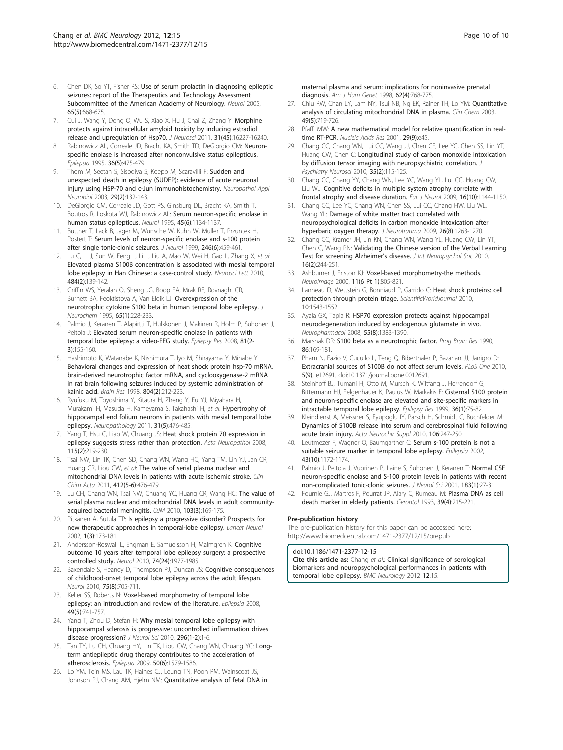6. Chen DK, So YT, Fisher RS: **Use of serum prolactin in diagnosing epileptic seizures: report of the Therapeutics and Technology Assessment Subcommittee of the American Academy of Neurology.** *Neurol* 2005, **65(5)**:668-675.
7. Cui J, Wang Y, Dong Q, Wu S, Xiao X, Hu J, Chai Z, Zhang Y: **Morphine protects against intracellular amyloid toxicity by inducing estradiol release and upregulation of Hsp70.** *J Neurosci* 2011, **31(45)**:16227-16240.
8. Rabinowicz AL, Correale JD, Bracht KA, Smith TD, DeGiorgio CM: **Neuron-specific enolase is increased after nonconvulsive status epilepticus.** *Epilepsia* 1995, **36(5)**:475-479.
9. Thom M, Seetah S, Sisodiya S, Koepp M, Scaravilli F: **Sudden and unexpected death in epilepsy (SUDEP): evidence of acute neuronal injury using HSP-70 and c-Jun immunohistochemistry.** *Neuropathol Appl Neurobiol* 2003, **29(2)**:132-143.
10. DeGiorgio CM, Correale JD, Gott PS, Ginsburg DL, Bracht KA, Smith T, Boutros R, Loskota WJ, Rabinowicz AL: **Serum neuron-specific enolase in human status epilepticus.** *Neurol* 1995, **45(6)**:1134-1137.
11. Buttner T, Lack B, Jager M, Wunsche W, Kuhn W, Muller T, Przuntek H, Postert T: **Serum levels of neuron-specific enolase and s-100 protein after single tonic-clonic seizures.** *J Neurol* 1999, **246(6)**:459-461.
12. Lu C, Li J, Sun W, Feng L, Li L, Liu A, Mao W, Wei H, Gao L, Zhang X, *et al*: **Elevated plasma S100B concentration is associated with mesial temporal lobe epilepsy in Han Chinese: a case-control study.** *Neurosci Lett* 2010, **484(2)**:139-142.
13. Griffin WS, Yeralan O, Sheng JG, Boop FA, Mrak RE, Rovnaghi CR, Burnett BA, Feoktistova A, Van Eldik LJ: **Overexpression of the neurotrophic cytokine S100 beta in human temporal lobe epilepsy.** *J Neurochem* 1995, **65(1)**:228-233.
14. Palmio J, Keranen T, Alapirtti T, Hulkkonen J, Makinen R, Holm P, Suhonen J, Peltola J: **Elevated serum neuron-specific enolase in patients with temporal lobe epilepsy: a video-EEG study.** *Epilepsy Res* 2008, **81(2-3)**:155-160.
15. Hashimoto K, Watanabe K, Nishimura T, Iyo M, Shirayama Y, Minabe Y: **Behavioral changes and expression of heat shock protein hsp-70 mRNA, brain-derived neurotrophic factor mRNA, and cyclooxygenase-2 mRNA in rat brain following seizures induced by systemic administration of kainic acid.** *Brain Res* 1998, **804(2)**:212-223.
16. Ryufuku M, Toyoshima Y, Kitaura H, Zheng Y, Fu YJ, Miyahara H, Murakami H, Masuda H, Kameyama S, Takahashi H, *et al*: **Hypertrophy of hippocampal end folium neurons in patients with mesial temporal lobe epilepsy.** *Neuropathology* 2011, **31(5)**:476-485.
17. Yang T, Hsu C, Liao W, Chuang JS: **Heat shock protein 70 expression in epilepsy suggests stress rather than protection.** *Acta Neuropathol* 2008, **115(2)**:219-230.
18. Tsai NW, Lin TK, Chen SD, Chang WN, Wang HC, Yang TM, Lin YJ, Jan CR, Huang CR, Liou CW, *et al*: **The value of serial plasma nuclear and mitochondrial DNA levels in patients with acute ischemic stroke.** *Clin Chim Acta* 2011, **412(5-6)**:476-479.
19. Lu CH, Chang WN, Tsai NW, Chuang YC, Huang CR, Wang HC: **The value of serial plasma nuclear and mitochondrial DNA levels in adult community-acquired bacterial meningitis.** *QJM* 2010, **103(3)**:169-175.
20. Pitkanen A, Sutula TP: **Is epilepsy a progressive disorder? Prospects for new therapeutic approaches in temporal-lobe epilepsy.** *Lancet Neurol* 2002, **1(3)**:173-181.
21. Andersson-Roswall L, Engman E, Samuelsson H, Malmgren K: **Cognitive outcome 10 years after temporal lobe epilepsy surgery: a prospective controlled study.** *Neurol* 2010, **74(24)**:1977-1985.
22. Baxendale S, Heaney D, Thompson PJ, Duncan JS: **Cognitive consequences of childhood-onset temporal lobe epilepsy across the adult lifespan.** *Neurol* 2010, **75(8)**:705-711.
23. Keller SS, Roberts N: **Voxel-based morphometry of temporal lobe epilepsy: an introduction and review of the literature.** *Epilepsia* 2008, **49(5)**:741-757.
24. Yang T, Zhou D, Stefan H: **Why mesial temporal lobe epilepsy with hippocampal sclerosis is progressive: uncontrolled inflammation drives disease progression?** *J Neurol Sci* 2010, **296(1-2)**:1-6.
25. Tan TY, Lu CH, Chuang HY, Lin TK, Liou CW, Chang WN, Chuang YC: **Long-term antiepileptic drug therapy contributes to the acceleration of atherosclerosis.** *Epilepsia* 2009, **50(6)**:1579-1586.
26. Lo YM, Tein MS, Lau TK, Haines CJ, Leung TN, Poon PM, Wainscoat JS, Johnson PJ, Chang AM, Hjelm NM: **Quantitative analysis of fetal DNA in maternal plasma and serum: implications for noninvasive prenatal diagnosis.** *Am J Hum Genet* 1998, **62(4)**:768-775.
27. Chiu RW, Chan LY, Lam NY, Tsui NB, Ng EK, Rainer TH, Lo YM: **Quantitative analysis of circulating mitochondrial DNA in plasma.** *Clin Chem* 2003, **49(5)**:719-726.
28. Pfaffl MW: **A new mathematical model for relative quantification in real-time RT-PCR.** *Nucleic Acids Res* 2001, **29(9)**:e45.
29. Chang CC, Chang WN, Lui CC, Wang JJ, Chen CF, Lee YC, Chen SS, Lin YT, Huang CW, Chen C: **Longitudinal study of carbon monoxide intoxication by diffusion tensor imaging with neuropsychiatric correlation.** *J Psychiatry Neurosci* 2010, **35(2)**:115-125.
30. Chang CC, Chang YY, Chang WN, Lee YC, Wang YL, Lui CC, Huang CW, Liu WL: **Cognitive deficits in multiple system atrophy correlate with frontal atrophy and disease duration.** *Eur J Neurol* 2009, **16(10)**:1144-1150.
31. Chang CC, Lee YC, Chang WN, Chen SS, Lui CC, Chang HW, Liu WL, Wang YL: **Damage of white matter tract correlated with neuropsychological deficits in carbon monoxide intoxication after hyperbaric oxygen therapy.** *J Neurotrauma* 2009, **26(8)**:1263-1270.
32. Chang CC, Kramer JH, Lin KN, Chang WN, Wang YL, Huang CW, Lin YT, Chen C, Wang PN: **Validating the Chinese version of the Verbal Learning Test for screening Alzheimer's disease.** *J Int Neuropsychol Soc* 2010, **16(2)**:244-251.
33. Ashburner J, Friston KJ: **Voxel-based morphometry-the methods.** *NeuroImage* 2000, **11(6 Pt 1)**:805-821.
34. Lanneau D, Wettstein G, Bonniaud P, Garrido C: **Heat shock proteins: cell protection through protein triage.** *ScientificWorldJournal* 2010, **10**:1543-1552.
35. Ayala GX, Tapia R: **HSP70 expression protects against hippocampal neurodegeneration induced by endogenous glutamate in vivo.** *Neuropharmacol* 2008, **55(8)**:1383-1390.
36. Marshak DR: **S100 beta as a neurotrophic factor.** *Prog Brain Res* 1990, **86**:169-181.
37. Pham N, Fazio V, Cucullo L, Teng Q, Biberthaler P, Bazarian JJ, Janigro D: **Extracranial sources of S100B do not affect serum levels.** *PLoS One* 2010, **5(9)**, e12691. doi:10.1371/journal.pone.0012691.
38. Steinhoff BJ, Tumani H, Otto M, Mursch K, Wiltfang J, Herrendorf G, Bittermann HJ, Felgenhauer K, Paulus W, Markakis E: **Cisternal S100 protein and neuron-specific enolase are elevated and site-specific markers in intractable temporal lobe epilepsy.** *Epilepsy Res* 1999, **36(1)**:75-82.
39. Kleindienst A, Meissner S, Eyupoglu IY, Parsch H, Schmidt C, Buchfelder M: **Dynamics of S100B release into serum and cerebrospinal fluid following acute brain injury.** *Acta Neurochir Suppl* 2010, **106**:247-250.
40. Leutmezer F, Wagner O, Baumgartner C: **Serum s-100 protein is not a suitable seizure marker in temporal lobe epilepsy.** *Epilepsia* 2002, **43(10)**:1172-1174.
41. Palmio J, Peltola J, Vuorinen P, Laine S, Suhonen J, Keranen T: **Normal CSF neuron-specific enolase and S-100 protein levels in patients with recent non-complicated tonic-clonic seizures.** *J Neurol Sci* 2001, **183(1)**:27-31.
42. Fournie GJ, Martres F, Pourrat JP, Alary C, Rumeau M: **Plasma DNA as cell death marker in elderly patients.** *Gerontol* 1993, **39(4)**:215-221.

#### Pre-publication history

The pre-publication history for this paper can be accessed here: http://www.biomedcentral.com/1471-2377/12/15/prepub

doi:10.1186/1471-2377-12-15

**Cite this article as:** Chang *et al.*: Clinical significance of serological biomarkers and neuropsychological performances in patients with temporal lobe epilepsy. *BMC Neurology* 2012 **12**:15.